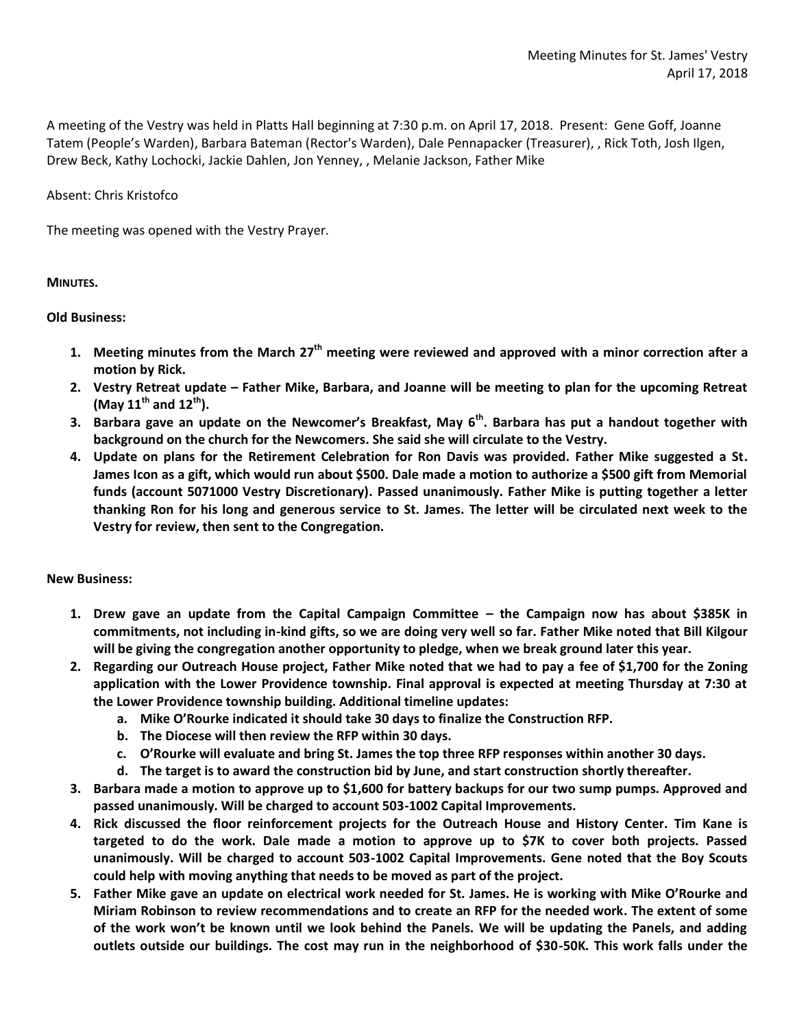Meeting Minutes for St. James' Vestry
April 17, 2018

A meeting of the Vestry was held in Platts Hall beginning at 7:30 p.m. on April 17, 2018. Present: Gene Goff, Joanne Tatem (People's Warden), Barbara Bateman (Rector's Warden), Dale Pennapacker (Treasurer), , Rick Toth, Josh Ilgen, Drew Beck, Kathy Lochocki, Jackie Dahlen, Jon Yenney, , Melanie Jackson, Father Mike

Absent: Chris Kristofco

The meeting was opened with the Vestry Prayer.

**MINUTES.**

**Old Business:**

1. **Meeting minutes from the March 27th meeting were reviewed and approved with a minor correction after a motion by Rick.**
2. **Vestry Retreat update – Father Mike, Barbara, and Joanne will be meeting to plan for the upcoming Retreat (May 11th and 12th).**
3. **Barbara gave an update on the Newcomer's Breakfast, May 6th. Barbara has put a handout together with background on the church for the Newcomers. She said she will circulate to the Vestry.**
4. **Update on plans for the Retirement Celebration for Ron Davis was provided. Father Mike suggested a St. James Icon as a gift, which would run about $500. Dale made a motion to authorize a $500 gift from Memorial funds (account 5071000 Vestry Discretionary). Passed unanimously. Father Mike is putting together a letter thanking Ron for his long and generous service to St. James. The letter will be circulated next week to the Vestry for review, then sent to the Congregation.**

**New Business:**

1. **Drew gave an update from the Capital Campaign Committee – the Campaign now has about $385K in commitments, not including in-kind gifts, so we are doing very well so far. Father Mike noted that Bill Kilgour will be giving the congregation another opportunity to pledge, when we break ground later this year.**
2. **Regarding our Outreach House project, Father Mike noted that we had to pay a fee of $1,700 for the Zoning application with the Lower Providence township. Final approval is expected at meeting Thursday at 7:30 at the Lower Providence township building. Additional timeline updates:**
   a. **Mike O'Rourke indicated it should take 30 days to finalize the Construction RFP.**
   b. **The Diocese will then review the RFP within 30 days.**
   c. **O'Rourke will evaluate and bring St. James the top three RFP responses within another 30 days.**
   d. **The target is to award the construction bid by June, and start construction shortly thereafter.**
3. **Barbara made a motion to approve up to $1,600 for battery backups for our two sump pumps. Approved and passed unanimously. Will be charged to account 503-1002 Capital Improvements.**
4. **Rick discussed the floor reinforcement projects for the Outreach House and History Center. Tim Kane is targeted to do the work. Dale made a motion to approve up to $7K to cover both projects. Passed unanimously. Will be charged to account 503-1002 Capital Improvements. Gene noted that the Boy Scouts could help with moving anything that needs to be moved as part of the project.**
5. **Father Mike gave an update on electrical work needed for St. James. He is working with Mike O'Rourke and Miriam Robinson to review recommendations and to create an RFP for the needed work. The extent of some of the work won't be known until we look behind the Panels. We will be updating the Panels, and adding outlets outside our buildings. The cost may run in the neighborhood of $30-50K. This work falls under the**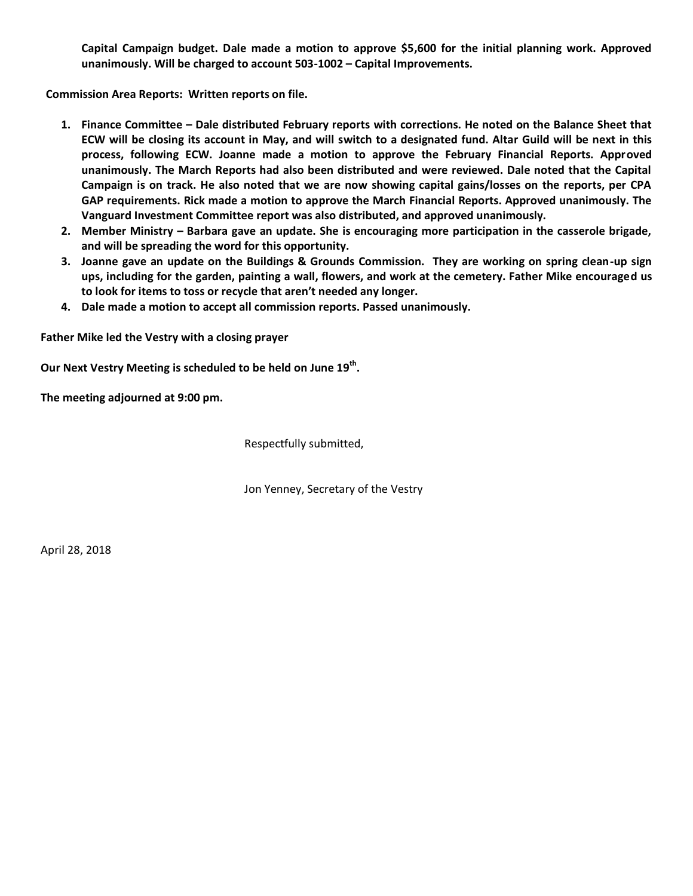**Capital Campaign budget. Dale made a motion to approve $5,600 for the initial planning work. Approved unanimously. Will be charged to account 503-1002 – Capital Improvements.**

**Commission Area Reports: Written reports on file.**

1. **Finance Committee – Dale distributed February reports with corrections. He noted on the Balance Sheet that ECW will be closing its account in May, and will switch to a designated fund. Altar Guild will be next in this process, following ECW. Joanne made a motion to approve the February Financial Reports. Approved unanimously. The March Reports had also been distributed and were reviewed. Dale noted that the Capital Campaign is on track. He also noted that we are now showing capital gains/losses on the reports, per CPA GAP requirements. Rick made a motion to approve the March Financial Reports. Approved unanimously. The Vanguard Investment Committee report was also distributed, and approved unanimously.**
2. **Member Ministry – Barbara gave an update. She is encouraging more participation in the casserole brigade, and will be spreading the word for this opportunity.**
3. **Joanne gave an update on the Buildings & Grounds Commission. They are working on spring clean-up sign ups, including for the garden, painting a wall, flowers, and work at the cemetery. Father Mike encouraged us to look for items to toss or recycle that aren't needed any longer.**
4. **Dale made a motion to accept all commission reports. Passed unanimously.**

**Father Mike led the Vestry with a closing prayer**

**Our Next Vestry Meeting is scheduled to be held on June 19th.**

**The meeting adjourned at 9:00 pm.**

Respectfully submitted,

Jon Yenney, Secretary of the Vestry

April 28, 2018